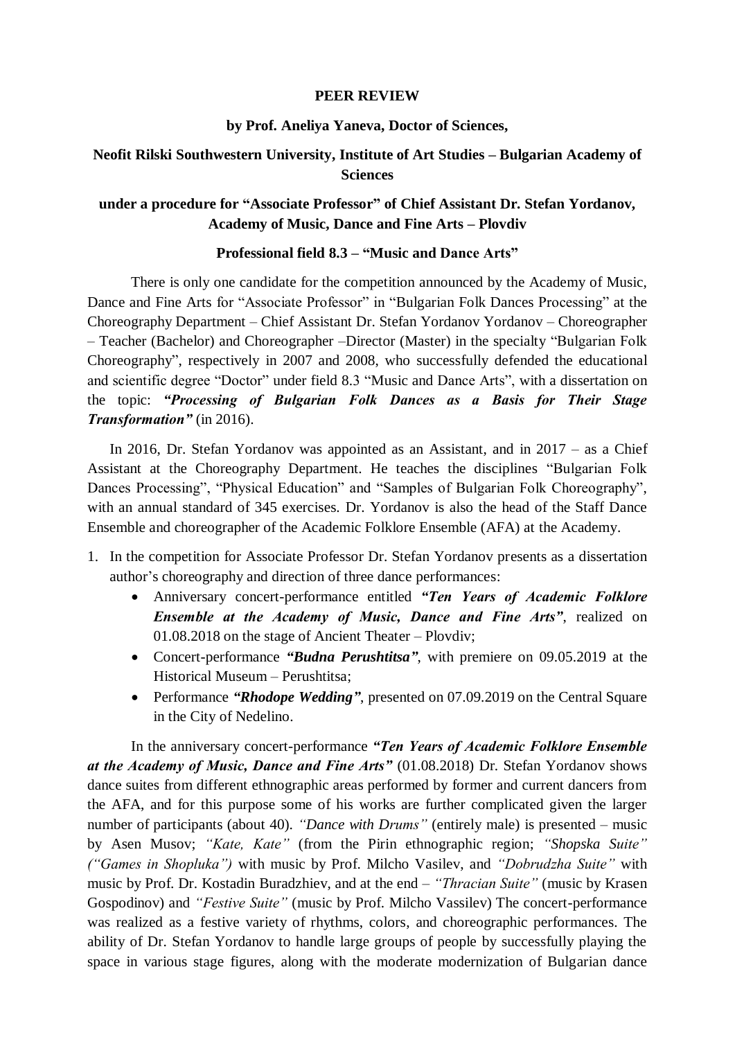**PEER REVIEW**

**by Prof. Aneliya Yaneva, Doctor of Sciences,**

**Neofit Rilski Southwestern University, Institute of Art Studies – Bulgarian Academy of Sciences**

**under a procedure for "Associate Professor" of Chief Assistant Dr. Stefan Yordanov, Academy of Music, Dance and Fine Arts – Plovdiv**

**Professional field 8.3 – "Music and Dance Arts"**

There is only one candidate for the competition announced by the Academy of Music, Dance and Fine Arts for "Associate Professor" in "Bulgarian Folk Dances Processing" at the Choreography Department – Chief Assistant Dr. Stefan Yordanov Yordanov – Choreographer – Teacher (Bachelor) and Choreographer –Director (Master) in the specialty "Bulgarian Folk Choreography", respectively in 2007 and 2008, who successfully defended the educational and scientific degree "Doctor" under field 8.3 "Music and Dance Arts", with a dissertation on the topic: ***"Processing of Bulgarian Folk Dances as a Basis for Their Stage Transformation"*** (in 2016).

In 2016, Dr. Stefan Yordanov was appointed as an Assistant, and in 2017 – as a Chief Assistant at the Choreography Department. He teaches the disciplines "Bulgarian Folk Dances Processing", "Physical Education" and "Samples of Bulgarian Folk Choreography", with an annual standard of 345 exercises. Dr. Yordanov is also the head of the Staff Dance Ensemble and choreographer of the Academic Folklore Ensemble (AFA) at the Academy.

1. In the competition for Associate Professor Dr. Stefan Yordanov presents as a dissertation author's choreography and direction of three dance performances:
   - Anniversary concert-performance entitled ***"Ten Years of Academic Folklore Ensemble at the Academy of Music, Dance and Fine Arts"***, realized on 01.08.2018 on the stage of Ancient Theater – Plovdiv;
   - Concert-performance ***"Budna Perushtitsa"***, with premiere on 09.05.2019 at the Historical Museum – Perushtitsa;
   - Performance ***"Rhodope Wedding"***, presented on 07.09.2019 on the Central Square in the City of Nedelino.

In the anniversary concert-performance ***"Ten Years of Academic Folklore Ensemble at the Academy of Music, Dance and Fine Arts"*** (01.08.2018) Dr. Stefan Yordanov shows dance suites from different ethnographic areas performed by former and current dancers from the AFA, and for this purpose some of his works are further complicated given the larger number of participants (about 40). *"Dance with Drums"* (entirely male) is presented – music by Asen Musov; *"Kate, Kate"* (from the Pirin ethnographic region; *"Shopska Suite" ("Games in Shopluka")* with music by Prof. Milcho Vasilev, and *"Dobrudzha Suite"* with music by Prof. Dr. Kostadin Buradzhiev, and at the end – *"Thracian Suite"* (music by Krasen Gospodinov) and *"Festive Suite"* (music by Prof. Milcho Vassilev) The concert-performance was realized as a festive variety of rhythms, colors, and choreographic performances. The ability of Dr. Stefan Yordanov to handle large groups of people by successfully playing the space in various stage figures, along with the moderate modernization of Bulgarian dance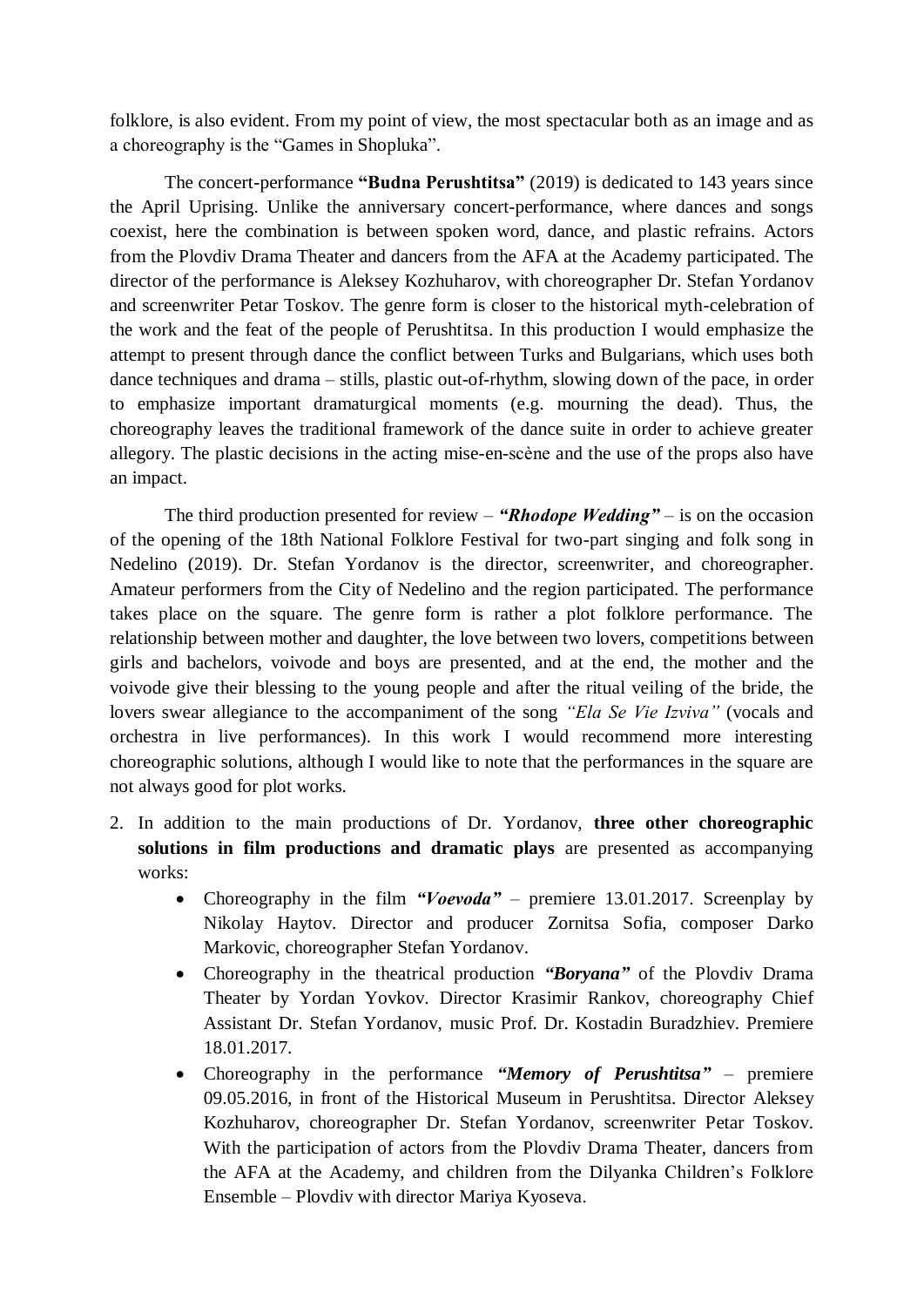folklore, is also evident. From my point of view, the most spectacular both as an image and as a choreography is the “Games in Shopluka”.

The concert-performance **“Budna Perushtitsa”** (2019) is dedicated to 143 years since the April Uprising. Unlike the anniversary concert-performance, where dances and songs coexist, here the combination is between spoken word, dance, and plastic refrains. Actors from the Plovdiv Drama Theater and dancers from the AFA at the Academy participated. The director of the performance is Aleksey Kozhuharov, with choreographer Dr. Stefan Yordanov and screenwriter Petar Toskov. The genre form is closer to the historical myth-celebration of the work and the feat of the people of Perushtitsa. In this production I would emphasize the attempt to present through dance the conflict between Turks and Bulgarians, which uses both dance techniques and drama – stills, plastic out-of-rhythm, slowing down of the pace, in order to emphasize important dramaturgical moments (e.g. mourning the dead). Thus, the choreography leaves the traditional framework of the dance suite in order to achieve greater allegory. The plastic decisions in the acting mise-en-scène and the use of the props also have an impact.

The third production presented for review – ***“Rhodope Wedding”*** – is on the occasion of the opening of the 18th National Folklore Festival for two-part singing and folk song in Nedelino (2019). Dr. Stefan Yordanov is the director, screenwriter, and choreographer. Amateur performers from the City of Nedelino and the region participated. The performance takes place on the square. The genre form is rather a plot folklore performance. The relationship between mother and daughter, the love between two lovers, competitions between girls and bachelors, voivode and boys are presented, and at the end, the mother and the voivode give their blessing to the young people and after the ritual veiling of the bride, the lovers swear allegiance to the accompaniment of the song *“Ela Se Vie Izviva”* (vocals and orchestra in live performances). In this work I would recommend more interesting choreographic solutions, although I would like to note that the performances in the square are not always good for plot works.

2. In addition to the main productions of Dr. Yordanov, **three other choreographic solutions in film productions and dramatic plays** are presented as accompanying works:
    - Choreography in the film ***“Voevoda”*** – premiere 13.01.2017. Screenplay by Nikolay Haytov. Director and producer Zornitsa Sofia, composer Darko Markovic, choreographer Stefan Yordanov.
    - Choreography in the theatrical production ***“Boryana”*** of the Plovdiv Drama Theater by Yordan Yovkov. Director Krasimir Rankov, choreography Chief Assistant Dr. Stefan Yordanov, music Prof. Dr. Kostadin Buradzhiev. Premiere 18.01.2017.
    - Choreography in the performance ***“Memory of Perushtitsa”*** – premiere 09.05.2016, in front of the Historical Museum in Perushtitsa. Director Aleksey Kozhuharov, choreographer Dr. Stefan Yordanov, screenwriter Petar Toskov. With the participation of actors from the Plovdiv Drama Theater, dancers from the AFA at the Academy, and children from the Dilyanka Children’s Folklore Ensemble – Plovdiv with director Mariya Kyoseva.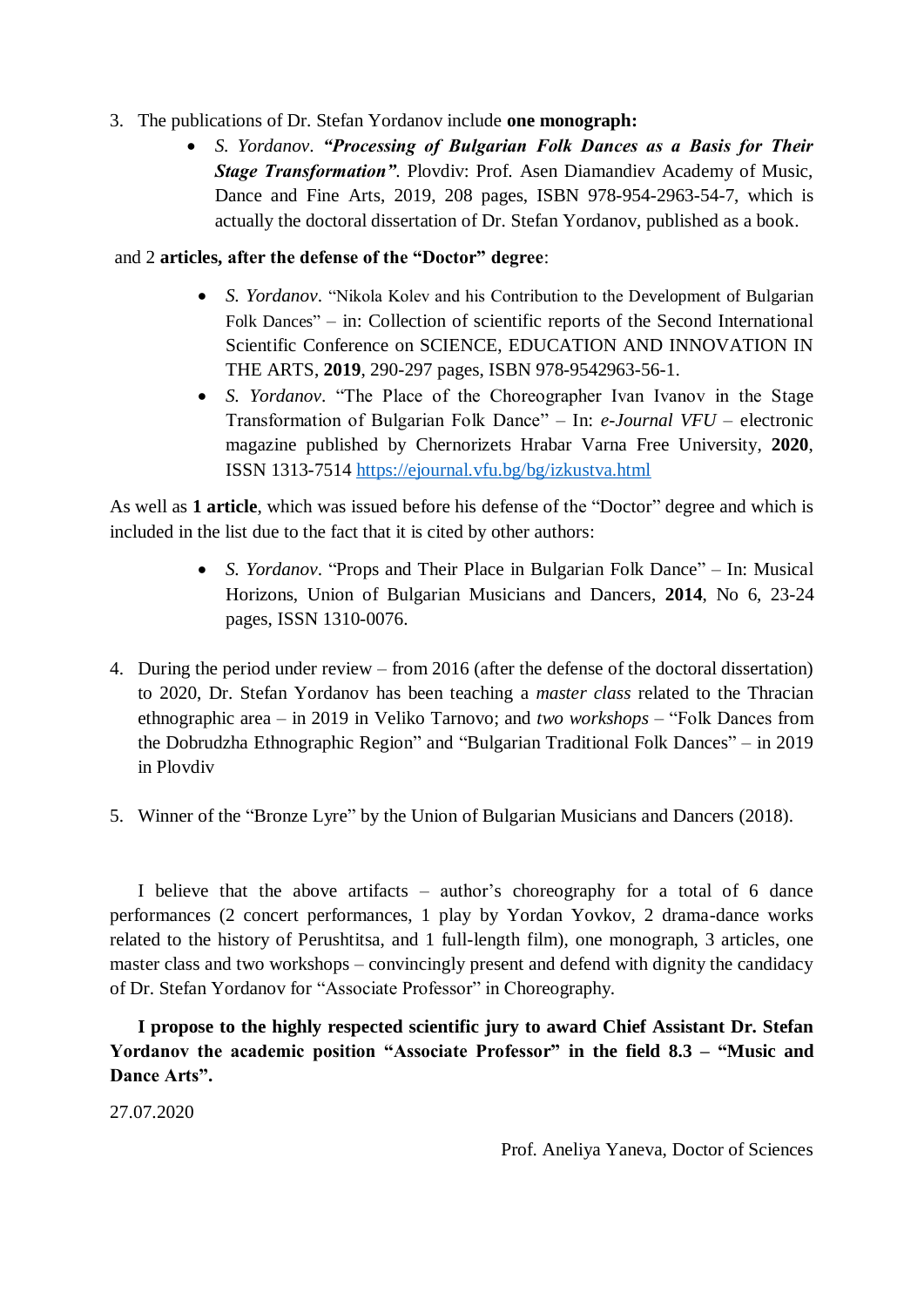3. The publications of Dr. Stefan Yordanov include **one monograph:**
    - *S. Yordanov*. ***"Processing of Bulgarian Folk Dances as a Basis for Their Stage Transformation"***. Plovdiv: Prof. Asen Diamandiev Academy of Music, Dance and Fine Arts, 2019, 208 pages, ISBN 978-954-2963-54-7, which is actually the doctoral dissertation of Dr. Stefan Yordanov, published as a book.

and 2 **articles, after the defense of the "Doctor" degree**:

- *S. Yordanov*. "Nikola Kolev and his Contribution to the Development of Bulgarian Folk Dances" – in: Collection of scientific reports of the Second International Scientific Conference on SCIENCE, EDUCATION AND INNOVATION IN THE ARTS, **2019**, 290-297 pages, ISBN 978-9542963-56-1.
- *S. Yordanov*. "The Place of the Choreographer Ivan Ivanov in the Stage Transformation of Bulgarian Folk Dance" – In: *e-Journal VFU* – electronic magazine published by Chernorizets Hrabar Varna Free University, **2020**, ISSN 1313-7514 https://ejournal.vfu.bg/bg/izkustva.html

As well as **1 article**, which was issued before his defense of the "Doctor" degree and which is included in the list due to the fact that it is cited by other authors:

- *S. Yordanov*. "Props and Their Place in Bulgarian Folk Dance" – In: Musical Horizons, Union of Bulgarian Musicians and Dancers, **2014**, No 6, 23-24 pages, ISSN 1310-0076.

4. During the period under review – from 2016 (after the defense of the doctoral dissertation) to 2020, Dr. Stefan Yordanov has been teaching a *master class* related to the Thracian ethnographic area – in 2019 in Veliko Tarnovo; and *two workshops* – "Folk Dances from the Dobrudzha Ethnographic Region" and "Bulgarian Traditional Folk Dances" – in 2019 in Plovdiv

5. Winner of the "Bronze Lyre" by the Union of Bulgarian Musicians and Dancers (2018).

I believe that the above artifacts – author's choreography for a total of 6 dance performances (2 concert performances, 1 play by Yordan Yovkov, 2 drama-dance works related to the history of Perushtitsa, and 1 full-length film), one monograph, 3 articles, one master class and two workshops – convincingly present and defend with dignity the candidacy of Dr. Stefan Yordanov for "Associate Professor" in Choreography.

**I propose to the highly respected scientific jury to award Chief Assistant Dr. Stefan Yordanov the academic position "Associate Professor" in the field 8.3 – "Music and Dance Arts".**

27.07.2020

Prof. Aneliya Yaneva, Doctor of Sciences